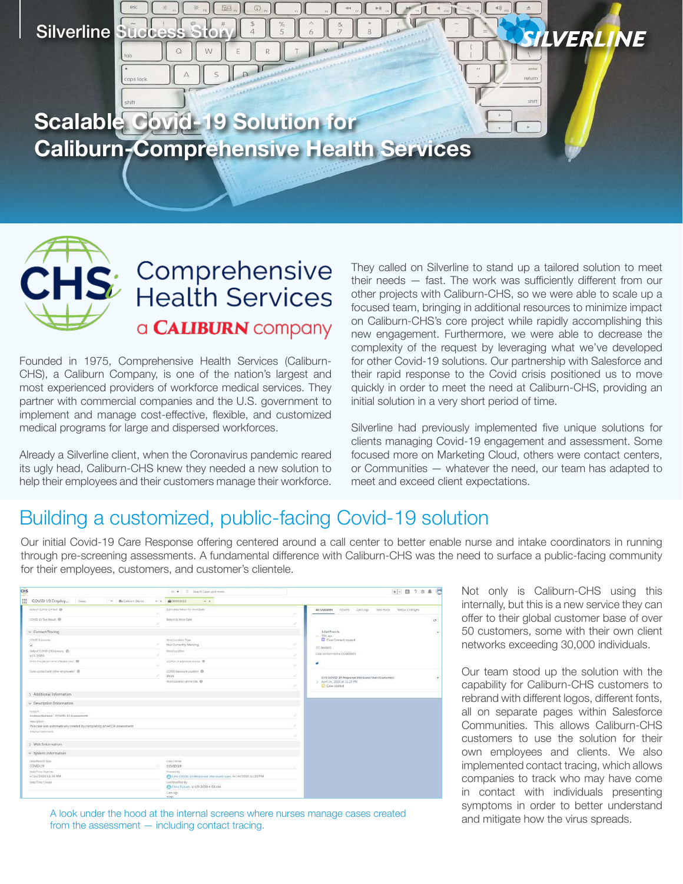Silverline Success Story

# Scalable Covid-19 Solution for Caliburn-Comprehensive Health Services

CHS Comprehensive Health Services a CALIBURN company

Founded in 1975, Comprehensive Health Services (Caliburn-CHS), a Caliburn Company, is one of the nation's largest and most experienced providers of workforce medical services. They partner with commercial companies and the U.S. government to implement and manage cost-effective, flexible, and customized medical programs for large and dispersed workforces.

Already a Silverline client, when the Coronavirus pandemic reared its ugly head, Caliburn-CHS knew they needed a new solution to help their employees and their customers manage their workforce.

They called on Silverline to stand up a tailored solution to meet their needs — fast. The work was sufficiently different from our other projects with Caliburn-CHS, so we were able to scale up a focused team, bringing in additional resources to minimize impact on Caliburn-CHS's core project while rapidly accomplishing this new engagement. Furthermore, we were able to decrease the complexity of the request by leveraging what we've developed for other Covid-19 solutions. Our partnership with Salesforce and their rapid response to the Covid crisis positioned us to move quickly in order to meet the need at Caliburn-CHS, providing an initial solution in a very short period of time.

Silverline had previously implemented five unique solutions for clients managing Covid-19 engagement and assessment. Some focused more on Marketing Cloud, others were contact centers, or Communities — whatever the need, our team has adapted to meet and exceed client expectations.

## Building a customized, public-facing Covid-19 solution

Our initial Covid-19 Care Response offering centered around a call center to better enable nurse and intake coordinators in running through pre-screening assessments. A fundamental difference with Caliburn-CHS was the need to surface a public-facing community for their employees, customers, and customer's clientele.

A look under the hood at the internal screens where nurses manage cases created from the assessment — including contact tracing.

Not only is Caliburn-CHS using this internally, but this is a new service they can offer to their global customer base of over 50 customers, some with their own client networks exceeding 30,000 individuals.

Our team stood up the solution with the capability for Caliburn-CHS customers to rebrand with different logos, different fonts, all on separate pages within Salesforce Communities. This allows Caliburn-CHS customers to use the solution for their own employees and clients. We also implemented contact tracing, which allows companies to track who may have come in contact with individuals presenting symptoms in order to better understand and mitigate how the virus spreads.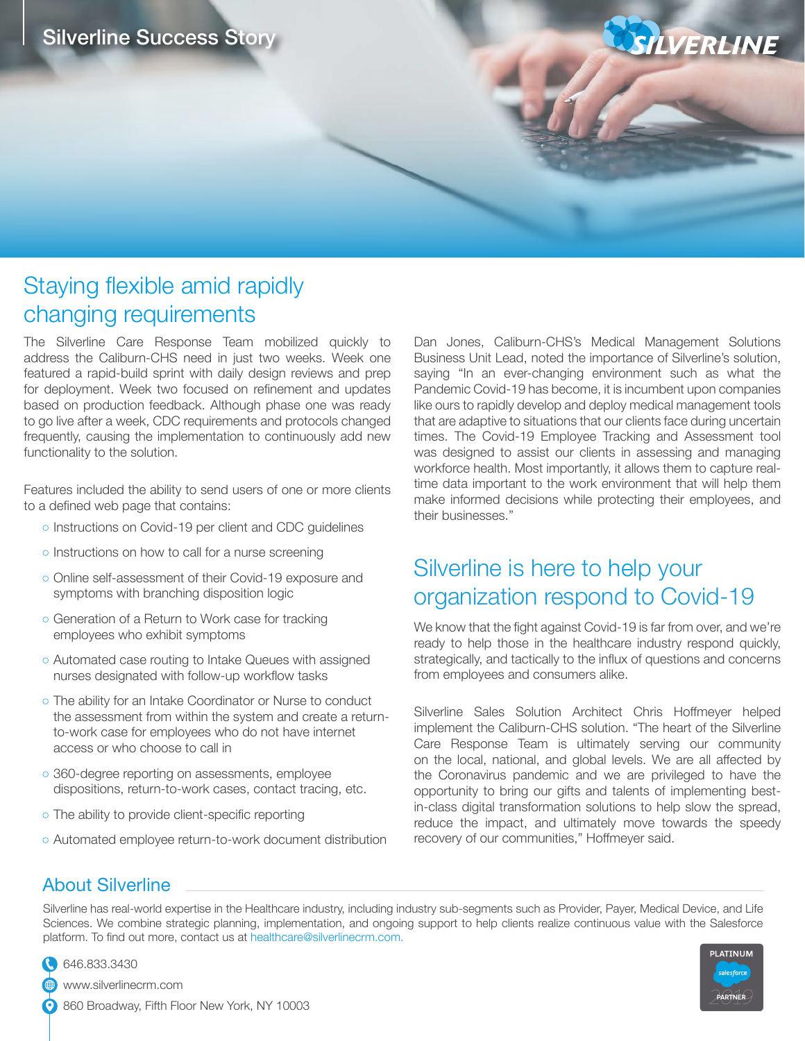Silverline Success Story

## Staying flexible amid rapidly changing requirements

The Silverline Care Response Team mobilized quickly to address the Caliburn-CHS need in just two weeks. Week one featured a rapid-build sprint with daily design reviews and prep for deployment. Week two focused on refinement and updates based on production feedback. Although phase one was ready to go live after a week, CDC requirements and protocols changed frequently, causing the implementation to continuously add new functionality to the solution.

Features included the ability to send users of one or more clients to a defined web page that contains:

- Instructions on Covid-19 per client and CDC guidelines
- Instructions on how to call for a nurse screening
- Online self-assessment of their Covid-19 exposure and symptoms with branching disposition logic
- Generation of a Return to Work case for tracking employees who exhibit symptoms
- Automated case routing to Intake Queues with assigned nurses designated with follow-up workflow tasks
- The ability for an Intake Coordinator or Nurse to conduct the assessment from within the system and create a return-to-work case for employees who do not have internet access or who choose to call in
- 360-degree reporting on assessments, employee dispositions, return-to-work cases, contact tracing, etc.
- The ability to provide client-specific reporting
- Automated employee return-to-work document distribution

Dan Jones, Caliburn-CHS's Medical Management Solutions Business Unit Lead, noted the importance of Silverline's solution, saying "In an ever-changing environment such as what the Pandemic Covid-19 has become, it is incumbent upon companies like ours to rapidly develop and deploy medical management tools that are adaptive to situations that our clients face during uncertain times. The Covid-19 Employee Tracking and Assessment tool was designed to assist our clients in assessing and managing workforce health. Most importantly, it allows them to capture real-time data important to the work environment that will help them make informed decisions while protecting their employees, and their businesses."

## Silverline is here to help your organization respond to Covid-19

We know that the fight against Covid-19 is far from over, and we're ready to help those in the healthcare industry respond quickly, strategically, and tactically to the influx of questions and concerns from employees and consumers alike.

Silverline Sales Solution Architect Chris Hoffmeyer helped implement the Caliburn-CHS solution. "The heart of the Silverline Care Response Team is ultimately serving our community on the local, national, and global levels. We are all affected by the Coronavirus pandemic and we are privileged to have the opportunity to bring our gifts and talents of implementing best-in-class digital transformation solutions to help slow the spread, reduce the impact, and ultimately move towards the speedy recovery of our communities," Hoffmeyer said.

## About Silverline

Silverline has real-world expertise in the Healthcare industry, including industry sub-segments such as Provider, Payer, Medical Device, and Life Sciences. We combine strategic planning, implementation, and ongoing support to help clients realize continuous value with the Salesforce platform. To find out more, contact us at healthcare@silverlinecrm.com.

646.833.3430

www.silverlinecrm.com

860 Broadway, Fifth Floor New York, NY 10003